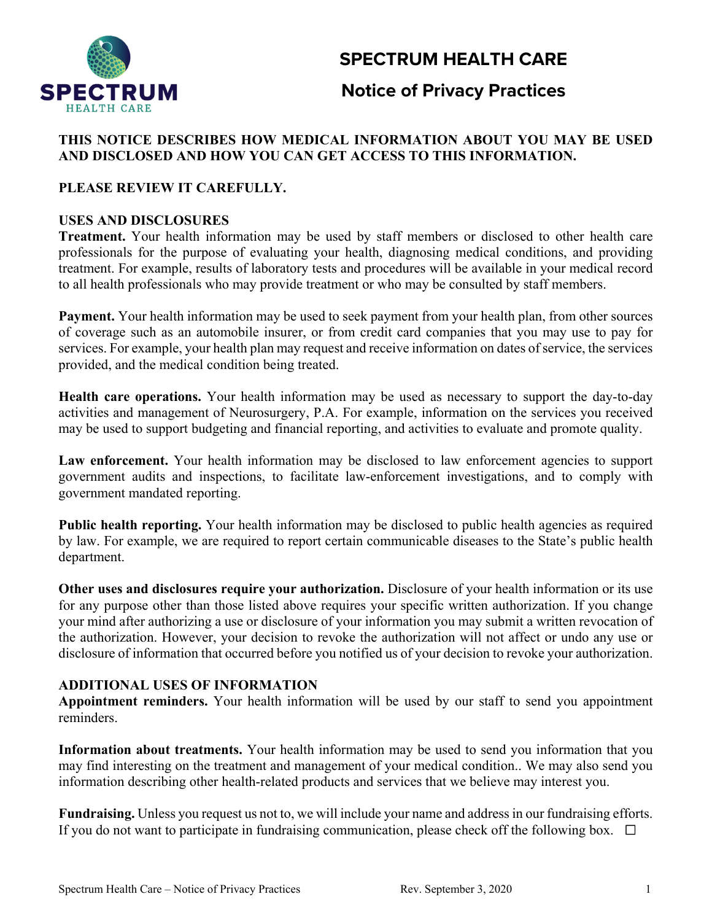# SPECTRUM HEALTH CARE

## Notice of Privacy Practices

**THIS NOTICE DESCRIBES HOW MEDICAL INFORMATION ABOUT YOU MAY BE USED AND DISCLOSED AND HOW YOU CAN GET ACCESS TO THIS INFORMATION.**

**PLEASE REVIEW IT CAREFULLY.**

**USES AND DISCLOSURES**

**Treatment.** Your health information may be used by staff members or disclosed to other health care professionals for the purpose of evaluating your health, diagnosing medical conditions, and providing treatment. For example, results of laboratory tests and procedures will be available in your medical record to all health professionals who may provide treatment or who may be consulted by staff members.

**Payment.** Your health information may be used to seek payment from your health plan, from other sources of coverage such as an automobile insurer, or from credit card companies that you may use to pay for services. For example, your health plan may request and receive information on dates of service, the services provided, and the medical condition being treated.

**Health care operations.** Your health information may be used as necessary to support the day-to-day activities and management of Neurosurgery, P.A. For example, information on the services you received may be used to support budgeting and financial reporting, and activities to evaluate and promote quality.

**Law enforcement.** Your health information may be disclosed to law enforcement agencies to support government audits and inspections, to facilitate law-enforcement investigations, and to comply with government mandated reporting.

**Public health reporting.** Your health information may be disclosed to public health agencies as required by law. For example, we are required to report certain communicable diseases to the State's public health department.

**Other uses and disclosures require your authorization.** Disclosure of your health information or its use for any purpose other than those listed above requires your specific written authorization. If you change your mind after authorizing a use or disclosure of your information you may submit a written revocation of the authorization. However, your decision to revoke the authorization will not affect or undo any use or disclosure of information that occurred before you notified us of your decision to revoke your authorization.

**ADDITIONAL USES OF INFORMATION**

**Appointment reminders.** Your health information will be used by our staff to send you appointment reminders.

**Information about treatments.** Your health information may be used to send you information that you may find interesting on the treatment and management of your medical condition.. We may also send you information describing other health-related products and services that we believe may interest you.

**Fundraising.** Unless you request us not to, we will include your name and address in our fundraising efforts. If you do not want to participate in fundraising communication, please check off the following box. ☐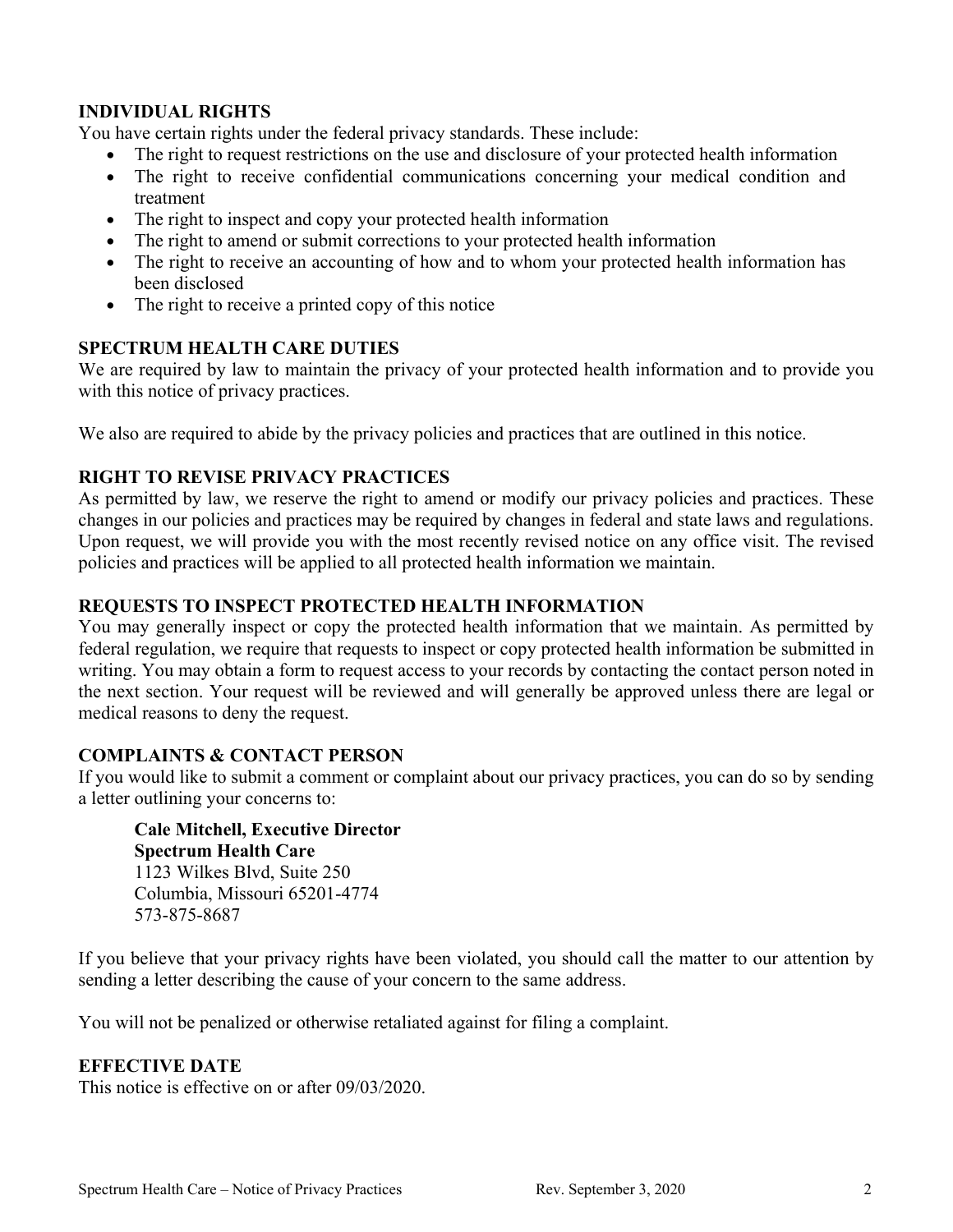## INDIVIDUAL RIGHTS

You have certain rights under the federal privacy standards. These include:

- The right to request restrictions on the use and disclosure of your protected health information
- The right to receive confidential communications concerning your medical condition and treatment
- The right to inspect and copy your protected health information
- The right to amend or submit corrections to your protected health information
- The right to receive an accounting of how and to whom your protected health information has been disclosed
- The right to receive a printed copy of this notice

## SPECTRUM HEALTH CARE DUTIES

We are required by law to maintain the privacy of your protected health information and to provide you with this notice of privacy practices.

We also are required to abide by the privacy policies and practices that are outlined in this notice.

## RIGHT TO REVISE PRIVACY PRACTICES

As permitted by law, we reserve the right to amend or modify our privacy policies and practices. These changes in our policies and practices may be required by changes in federal and state laws and regulations. Upon request, we will provide you with the most recently revised notice on any office visit. The revised policies and practices will be applied to all protected health information we maintain.

## REQUESTS TO INSPECT PROTECTED HEALTH INFORMATION

You may generally inspect or copy the protected health information that we maintain. As permitted by federal regulation, we require that requests to inspect or copy protected health information be submitted in writing. You may obtain a form to request access to your records by contacting the contact person noted in the next section. Your request will be reviewed and will generally be approved unless there are legal or medical reasons to deny the request.

## COMPLAINTS & CONTACT PERSON

If you would like to submit a comment or complaint about our privacy practices, you can do so by sending a letter outlining your concerns to:

**Cale Mitchell, Executive Director**
**Spectrum Health Care**
1123 Wilkes Blvd, Suite 250
Columbia, Missouri 65201-4774
573-875-8687

If you believe that your privacy rights have been violated, you should call the matter to our attention by sending a letter describing the cause of your concern to the same address.

You will not be penalized or otherwise retaliated against for filing a complaint.

## EFFECTIVE DATE

This notice is effective on or after 09/03/2020.